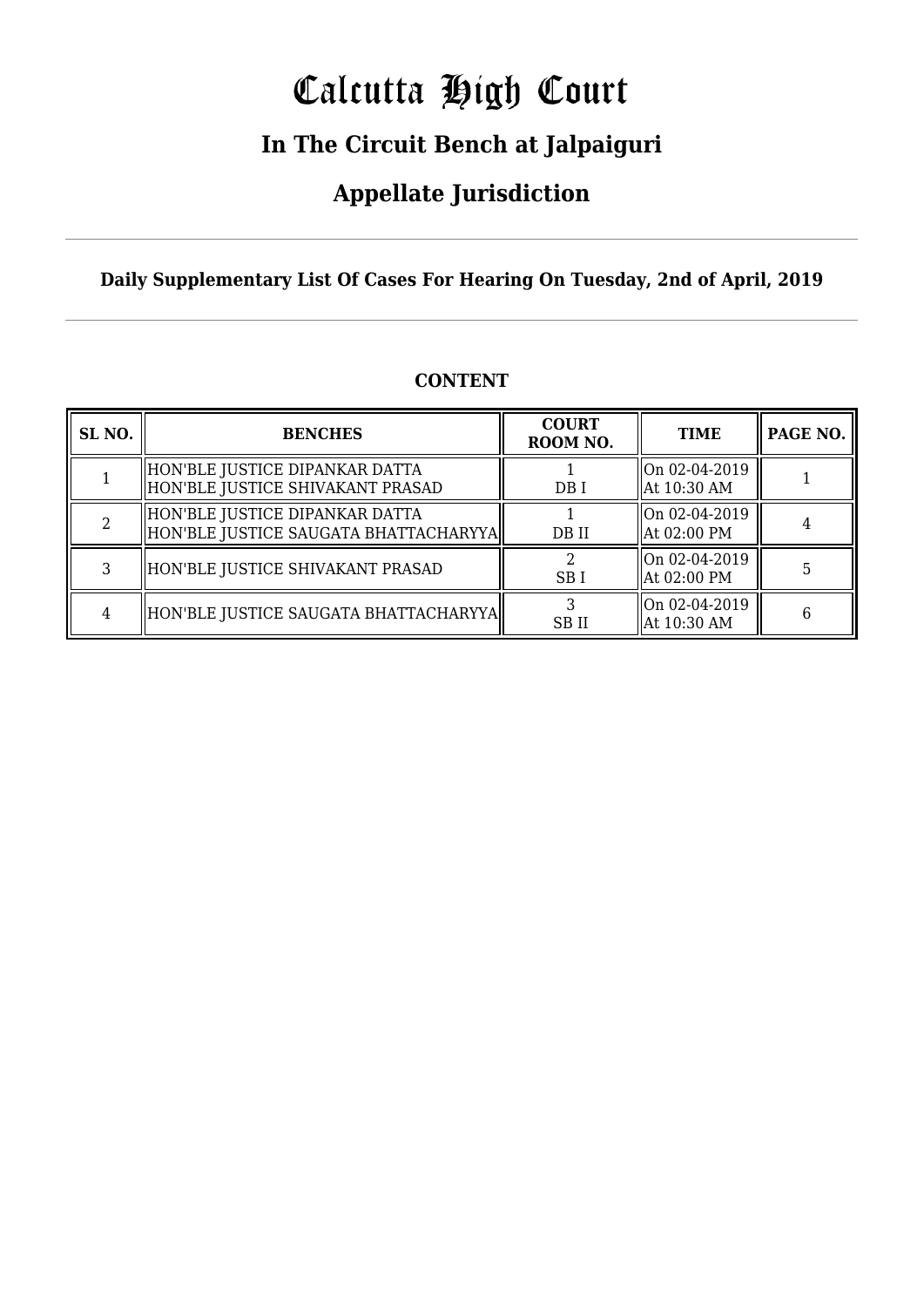# Calcutta High Court

## In The Circuit Bench at Jalpaiguri

## Appellate Jurisdiction

**Daily Supplementary List Of Cases For Hearing On Tuesday, 2nd of April, 2019**

**CONTENT**

| SL NO. | BENCHES | COURT ROOM NO. | TIME | PAGE NO. |
|---|---|---|---|---|
| 1 | HON'BLE JUSTICE DIPANKAR DATTA<br>HON'BLE JUSTICE SHIVAKANT PRASAD | 1<br>DB I | On 02-04-2019<br>At 10:30 AM | 1 |
| 2 | HON'BLE JUSTICE DIPANKAR DATTA<br>HON'BLE JUSTICE SAUGATA BHATTACHARYYA | 1<br>DB II | On 02-04-2019<br>At 02:00 PM | 4 |
| 3 | HON'BLE JUSTICE SHIVAKANT PRASAD | 2<br>SB I | On 02-04-2019<br>At 02:00 PM | 5 |
| 4 | HON'BLE JUSTICE SAUGATA BHATTACHARYYA | 3<br>SB II | On 02-04-2019<br>At 10:30 AM | 6 |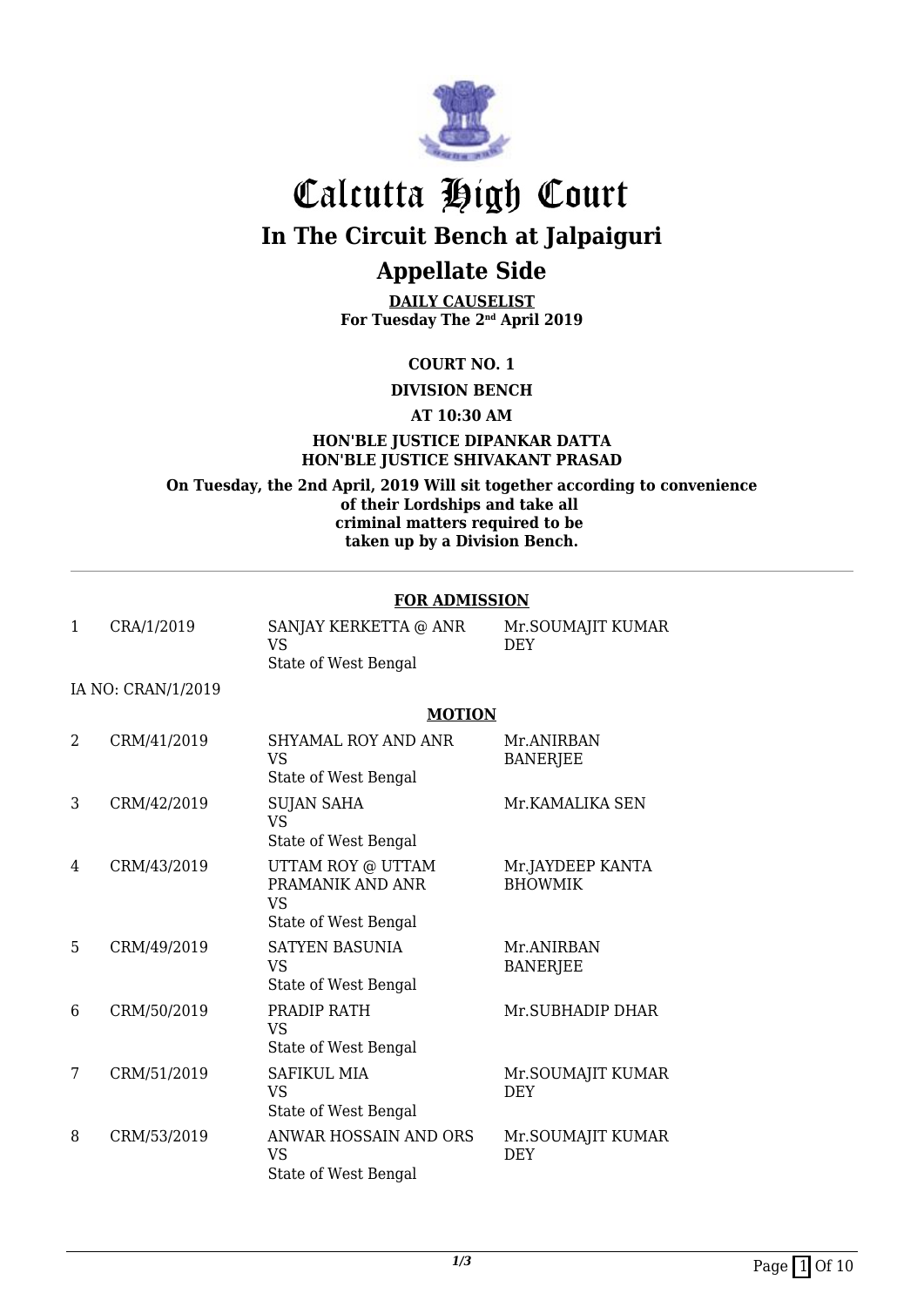# Calcutta High Court

## In The Circuit Bench at Jalpaiguri

## Appellate Side

**DAILY CAUSELIST**
**For Tuesday The 2nd April 2019**

**COURT NO. 1**

**DIVISION BENCH**

**AT 10:30 AM**

**HON'BLE JUSTICE DIPANKAR DATTA**
**HON'BLE JUSTICE SHIVAKANT PRASAD**

**On Tuesday, the 2nd April, 2019 Will sit together according to convenience of their Lordships and take all criminal matters required to be taken up by a Division Bench.**

---

**FOR ADMISSION**

| | | | |
|---|---|---|---|
| 1 | CRA/1/2019 | SANJAY KERKETTA @ ANR VS State of West Bengal | Mr.SOUMAJIT KUMAR DEY |

IA NO: CRAN/1/2019

**MOTION**

| | | | |
|---|---|---|---|
| 2 | CRM/41/2019 | SHYAMAL ROY AND ANR VS State of West Bengal | Mr.ANIRBAN BANERJEE |
| 3 | CRM/42/2019 | SUJAN SAHA VS State of West Bengal | Mr.KAMALIKA SEN |
| 4 | CRM/43/2019 | UTTAM ROY @ UTTAM PRAMANIK AND ANR VS State of West Bengal | Mr.JAYDEEP KANTA BHOWMIK |
| 5 | CRM/49/2019 | SATYEN BASUNIA VS State of West Bengal | Mr.ANIRBAN BANERJEE |
| 6 | CRM/50/2019 | PRADIP RATH VS State of West Bengal | Mr.SUBHADIP DHAR |
| 7 | CRM/51/2019 | SAFIKUL MIA VS State of West Bengal | Mr.SOUMAJIT KUMAR DEY |
| 8 | CRM/53/2019 | ANWAR HOSSAIN AND ORS VS State of West Bengal | Mr.SOUMAJIT KUMAR DEY |

*1/3*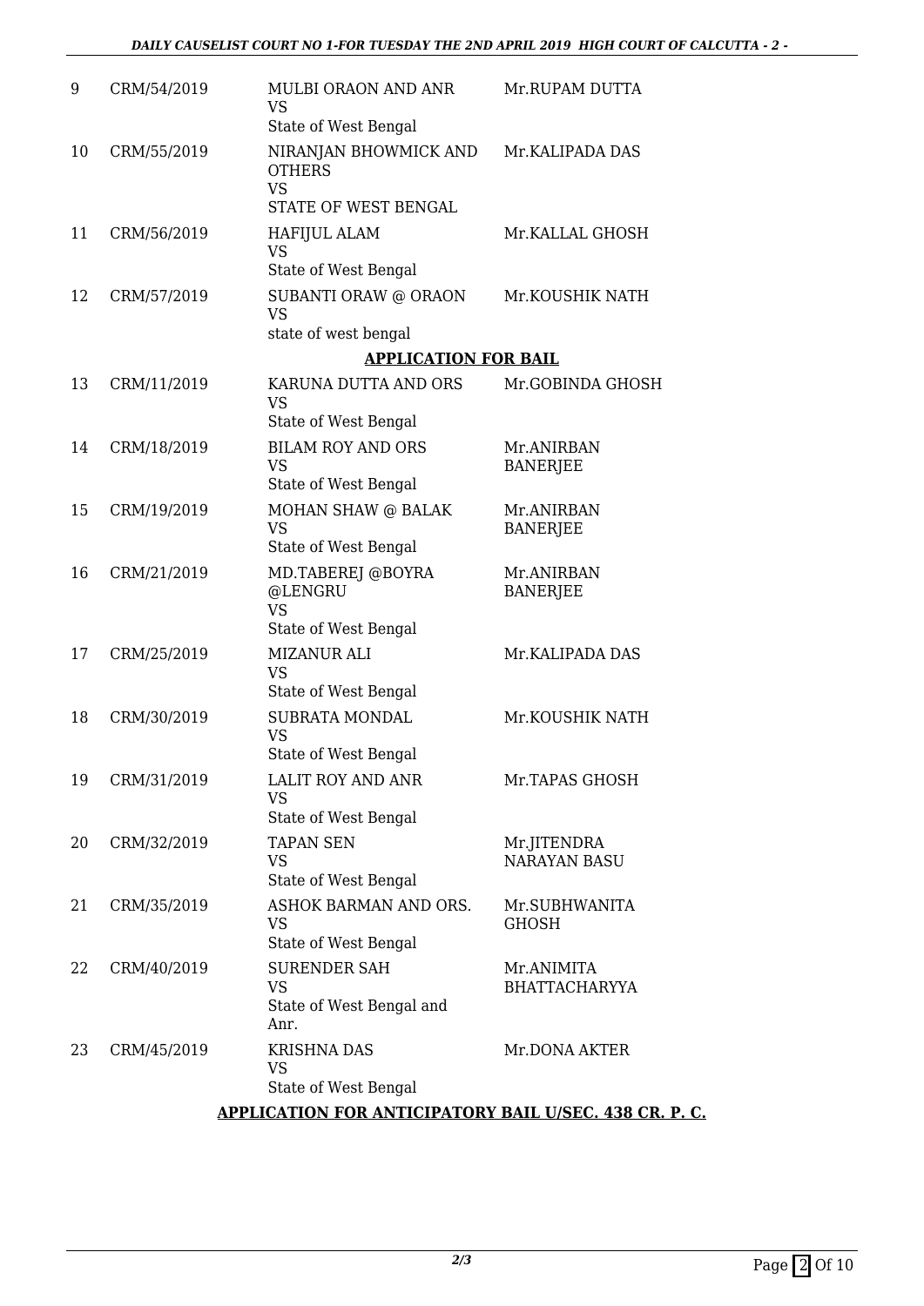| 9 | CRM/54/2019 | MULBI ORAON AND ANR<br>VS<br>State of West Bengal | Mr.RUPAM DUTTA |
|---|---|---|---|
| 10 | CRM/55/2019 | NIRANJAN BHOWMICK AND OTHERS<br>VS<br>STATE OF WEST BENGAL | Mr.KALIPADA DAS |
| 11 | CRM/56/2019 | HAFIJUL ALAM<br>VS<br>State of West Bengal | Mr.KALLAL GHOSH |
| 12 | CRM/57/2019 | SUBANTI ORAW @ ORAON<br>VS<br>state of west bengal | Mr.KOUSHIK NATH |

## APPLICATION FOR BAIL

| 13 | CRM/11/2019 | KARUNA DUTTA AND ORS<br>VS<br>State of West Bengal | Mr.GOBINDA GHOSH |
|---|---|---|---|
| 14 | CRM/18/2019 | BILAM ROY AND ORS<br>VS<br>State of West Bengal | Mr.ANIRBAN BANERJEE |
| 15 | CRM/19/2019 | MOHAN SHAW @ BALAK<br>VS<br>State of West Bengal | Mr.ANIRBAN BANERJEE |
| 16 | CRM/21/2019 | MD.TABEREJ @BOYRA @LENGRU<br>VS<br>State of West Bengal | Mr.ANIRBAN BANERJEE |
| 17 | CRM/25/2019 | MIZANUR ALI<br>VS<br>State of West Bengal | Mr.KALIPADA DAS |
| 18 | CRM/30/2019 | SUBRATA MONDAL<br>VS<br>State of West Bengal | Mr.KOUSHIK NATH |
| 19 | CRM/31/2019 | LALIT ROY AND ANR<br>VS<br>State of West Bengal | Mr.TAPAS GHOSH |
| 20 | CRM/32/2019 | TAPAN SEN<br>VS<br>State of West Bengal | Mr.JITENDRA NARAYAN BASU |
| 21 | CRM/35/2019 | ASHOK BARMAN AND ORS.<br>VS<br>State of West Bengal | Mr.SUBHWANITA GHOSH |
| 22 | CRM/40/2019 | SURENDER SAH<br>VS<br>State of West Bengal and Anr. | Mr.ANIMITA BHATTACHARYYA |
| 23 | CRM/45/2019 | KRISHNA DAS<br>VS<br>State of West Bengal | Mr.DONA AKTER |

## APPLICATION FOR ANTICIPATORY BAIL U/SEC. 438 CR. P. C.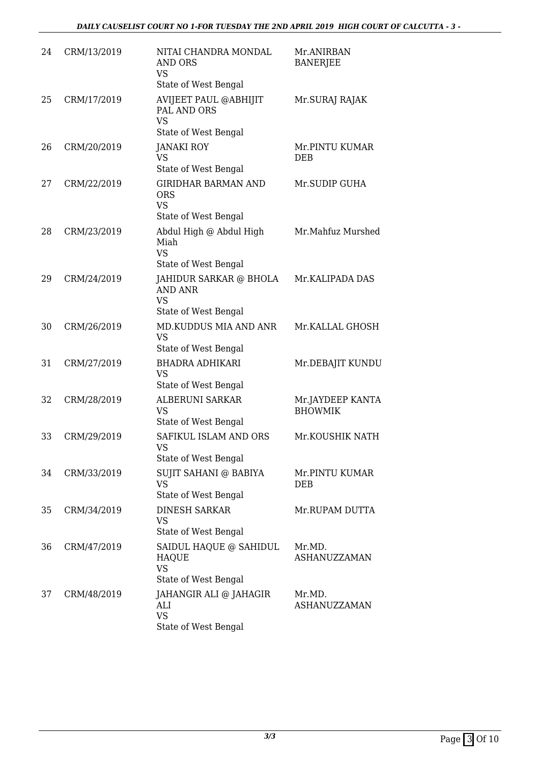| | | | |
|---|---|---|---|
| 24 | CRM/13/2019 | NITAI CHANDRA MONDAL AND ORS<br>VS<br>State of West Bengal | Mr.ANIRBAN BANERJEE |
| 25 | CRM/17/2019 | AVIJEET PAUL @ABHIJIT PAL AND ORS<br>VS<br>State of West Bengal | Mr.SURAJ RAJAK |
| 26 | CRM/20/2019 | JANAKI ROY<br>VS<br>State of West Bengal | Mr.PINTU KUMAR DEB |
| 27 | CRM/22/2019 | GIRIDHAR BARMAN AND ORS<br>VS<br>State of West Bengal | Mr.SUDIP GUHA |
| 28 | CRM/23/2019 | Abdul High @ Abdul High Miah<br>VS<br>State of West Bengal | Mr.Mahfuz Murshed |
| 29 | CRM/24/2019 | JAHIDUR SARKAR @ BHOLA AND ANR<br>VS<br>State of West Bengal | Mr.KALIPADA DAS |
| 30 | CRM/26/2019 | MD.KUDDUS MIA AND ANR<br>VS<br>State of West Bengal | Mr.KALLAL GHOSH |
| 31 | CRM/27/2019 | BHADRA ADHIKARI<br>VS<br>State of West Bengal | Mr.DEBAJIT KUNDU |
| 32 | CRM/28/2019 | ALBERUNI SARKAR<br>VS<br>State of West Bengal | Mr.JAYDEEP KANTA BHOWMIK |
| 33 | CRM/29/2019 | SAFIKUL ISLAM AND ORS<br>VS<br>State of West Bengal | Mr.KOUSHIK NATH |
| 34 | CRM/33/2019 | SUJIT SAHANI @ BABIYA<br>VS<br>State of West Bengal | Mr.PINTU KUMAR DEB |
| 35 | CRM/34/2019 | DINESH SARKAR<br>VS<br>State of West Bengal | Mr.RUPAM DUTTA |
| 36 | CRM/47/2019 | SAIDUL HAQUE @ SAHIDUL HAQUE<br>VS<br>State of West Bengal | Mr.MD. ASHANUZZAMAN |
| 37 | CRM/48/2019 | JAHANGIR ALI @ JAHAGIR ALI<br>VS<br>State of West Bengal | Mr.MD. ASHANUZZAMAN |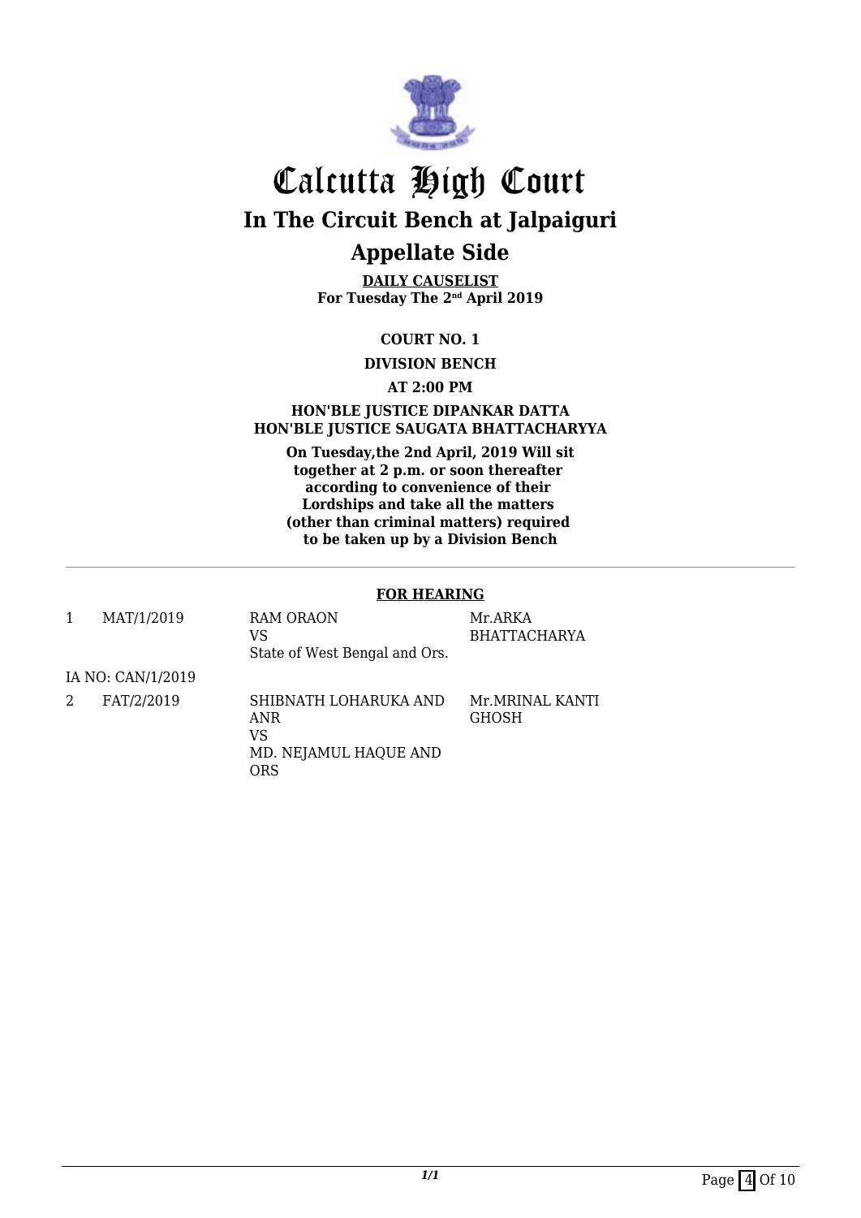# Calcutta High Court

## In The Circuit Bench at Jalpaiguri

## Appellate Side

**DAILY CAUSELIST**
**For Tuesday The 2nd April 2019**

**COURT NO. 1**

**DIVISION BENCH**

**AT 2:00 PM**

**HON'BLE JUSTICE DIPANKAR DATTA**
**HON'BLE JUSTICE SAUGATA BHATTACHARYYA**

**On Tuesday,the 2nd April, 2019 Will sit together at 2 p.m. or soon thereafter according to convenience of their Lordships and take all the matters (other than criminal matters) required to be taken up by a Division Bench**

---

**FOR HEARING**

| | | | |
|---|---|---|---|
| 1 | MAT/1/2019 | RAM ORAON<br>VS<br>State of West Bengal and Ors. | Mr.ARKA BHATTACHARYA |
| IA NO: CAN/1/2019 | | | |
| 2 | FAT/2/2019 | SHIBNATH LOHARUKA AND ANR<br>VS<br>MD. NEJAMUL HAQUE AND ORS | Mr.MRINAL KANTI GHOSH |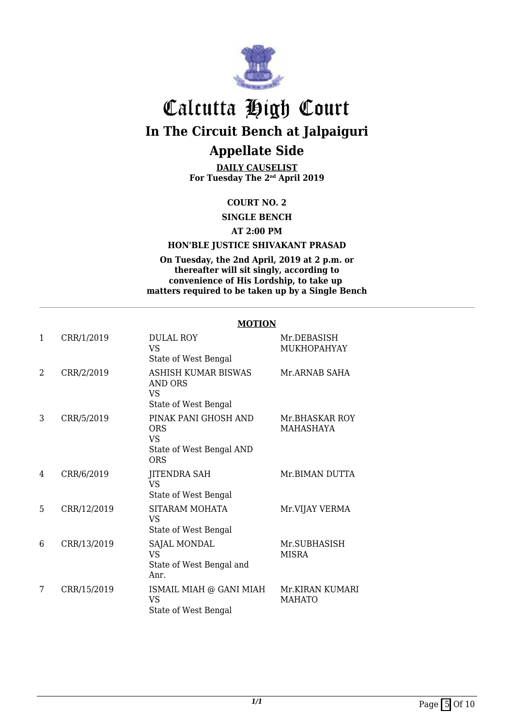# Calcutta High Court

## In The Circuit Bench at Jalpaiguri

## Appellate Side

**DAILY CAUSELIST**
**For Tuesday The 2nd April 2019**

**COURT NO. 2**

**SINGLE BENCH**

**AT 2:00 PM**

**HON'BLE JUSTICE SHIVAKANT PRASAD**

**On Tuesday, the 2nd April, 2019 at 2 p.m. or thereafter will sit singly, according to convenience of His Lordship, to take up matters required to be taken up by a Single Bench**

---

**MOTION**

| | | | |
|---|---|---|---|
| 1 | CRR/1/2019 | DULAL ROY VS State of West Bengal | Mr.DEBASISH MUKHOPAHYAY |
| 2 | CRR/2/2019 | ASHISH KUMAR BISWAS AND ORS VS State of West Bengal | Mr.ARNAB SAHA |
| 3 | CRR/5/2019 | PINAK PANI GHOSH AND ORS VS State of West Bengal AND ORS | Mr.BHASKAR ROY MAHASHAYA |
| 4 | CRR/6/2019 | JITENDRA SAH VS State of West Bengal | Mr.BIMAN DUTTA |
| 5 | CRR/12/2019 | SITARAM MOHATA VS State of West Bengal | Mr.VIJAY VERMA |
| 6 | CRR/13/2019 | SAJAL MONDAL VS State of West Bengal and Anr. | Mr.SUBHASISH MISRA |
| 7 | CRR/15/2019 | ISMAIL MIAH @ GANI MIAH VS State of West Bengal | Mr.KIRAN KUMARI MAHATO |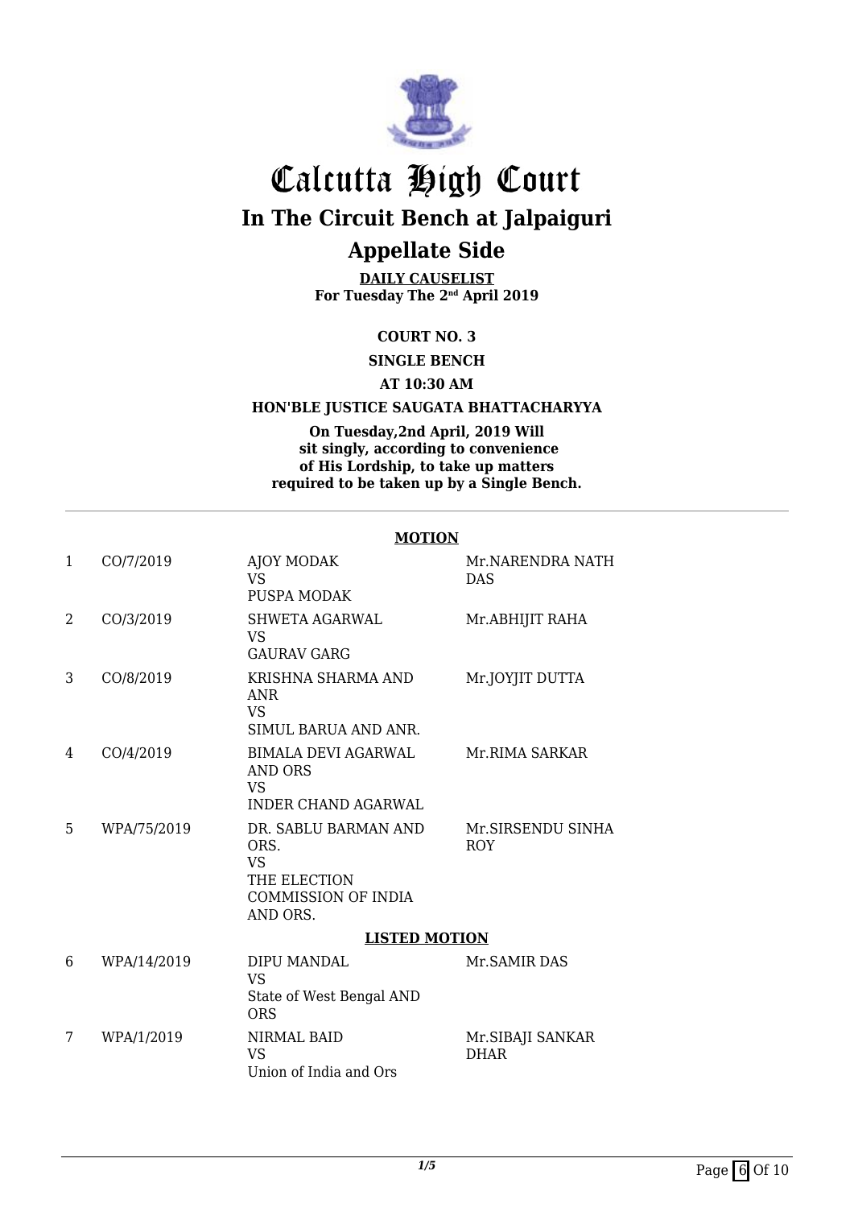# Calcutta High Court

## In The Circuit Bench at Jalpaiguri

## Appellate Side

**DAILY CAUSELIST**
**For Tuesday The 2nd April 2019**

**COURT NO. 3**

**SINGLE BENCH**

**AT 10:30 AM**

**HON'BLE JUSTICE SAUGATA BHATTACHARYYA**

**On Tuesday,2nd April, 2019 Will sit singly, according to convenience of His Lordship, to take up matters required to be taken up by a Single Bench.**

---

**MOTION**

| | | | |
|---|---|---|---|
| 1 | CO/7/2019 | AJOY MODAK<br>VS<br>PUSPA MODAK | Mr.NARENDRA NATH DAS |
| 2 | CO/3/2019 | SHWETA AGARWAL<br>VS<br>GAURAV GARG | Mr.ABHIJIT RAHA |
| 3 | CO/8/2019 | KRISHNA SHARMA AND ANR<br>VS<br>SIMUL BARUA AND ANR. | Mr.JOYJIT DUTTA |
| 4 | CO/4/2019 | BIMALA DEVI AGARWAL AND ORS<br>VS<br>INDER CHAND AGARWAL | Mr.RIMA SARKAR |
| 5 | WPA/75/2019 | DR. SABLU BARMAN AND ORS.<br>VS<br>THE ELECTION COMMISSION OF INDIA AND ORS. | Mr.SIRSENDU SINHA ROY |

**LISTED MOTION**

| | | | |
|---|---|---|---|
| 6 | WPA/14/2019 | DIPU MANDAL<br>VS<br>State of West Bengal AND ORS | Mr.SAMIR DAS |
| 7 | WPA/1/2019 | NIRMAL BAID<br>VS<br>Union of India and Ors | Mr.SIBAJI SANKAR DHAR |

*1/5*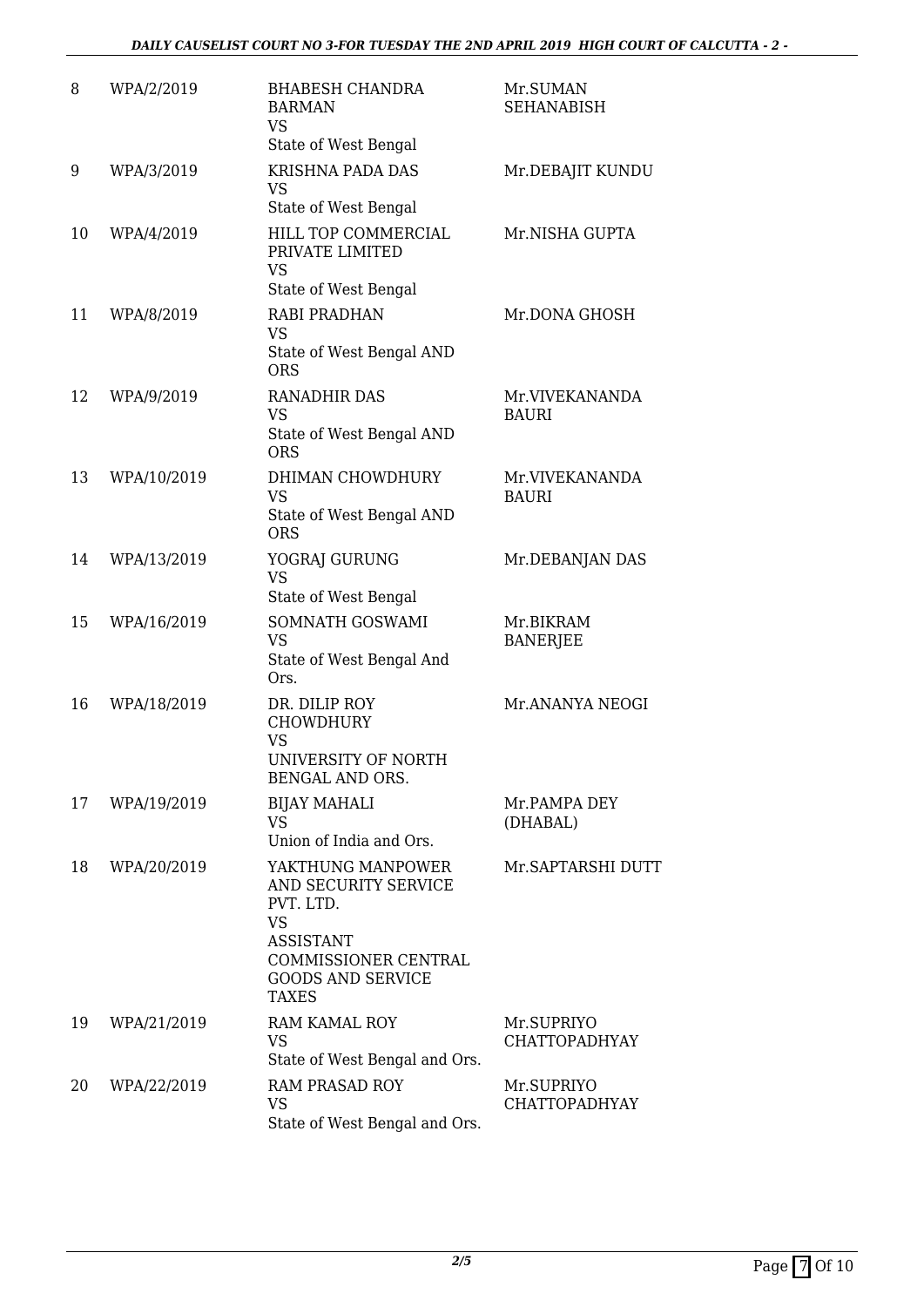| | | | |
|---|---|---|---|
| 8 | WPA/2/2019 | BHABESH CHANDRA BARMAN<br>VS<br>State of West Bengal | Mr.SUMAN SEHANABISH |
| 9 | WPA/3/2019 | KRISHNA PADA DAS<br>VS<br>State of West Bengal | Mr.DEBAJIT KUNDU |
| 10 | WPA/4/2019 | HILL TOP COMMERCIAL PRIVATE LIMITED<br>VS<br>State of West Bengal | Mr.NISHA GUPTA |
| 11 | WPA/8/2019 | RABI PRADHAN<br>VS<br>State of West Bengal AND ORS | Mr.DONA GHOSH |
| 12 | WPA/9/2019 | RANADHIR DAS<br>VS<br>State of West Bengal AND ORS | Mr.VIVEKANANDA BAURI |
| 13 | WPA/10/2019 | DHIMAN CHOWDHURY<br>VS<br>State of West Bengal AND ORS | Mr.VIVEKANANDA BAURI |
| 14 | WPA/13/2019 | YOGRAJ GURUNG<br>VS<br>State of West Bengal | Mr.DEBANJAN DAS |
| 15 | WPA/16/2019 | SOMNATH GOSWAMI<br>VS<br>State of West Bengal And Ors. | Mr.BIKRAM BANERJEE |
| 16 | WPA/18/2019 | DR. DILIP ROY CHOWDHURY<br>VS<br>UNIVERSITY OF NORTH BENGAL AND ORS. | Mr.ANANYA NEOGI |
| 17 | WPA/19/2019 | BIJAY MAHALI<br>VS<br>Union of India and Ors. | Mr.PAMPA DEY (DHABAL) |
| 18 | WPA/20/2019 | YAKTHUNG MANPOWER AND SECURITY SERVICE PVT. LTD.<br>VS<br>ASSISTANT COMMISSIONER CENTRAL GOODS AND SERVICE TAXES | Mr.SAPTARSHI DUTT |
| 19 | WPA/21/2019 | RAM KAMAL ROY<br>VS<br>State of West Bengal and Ors. | Mr.SUPRIYO CHATTOPADHYAY |
| 20 | WPA/22/2019 | RAM PRASAD ROY<br>VS<br>State of West Bengal and Ors. | Mr.SUPRIYO CHATTOPADHYAY |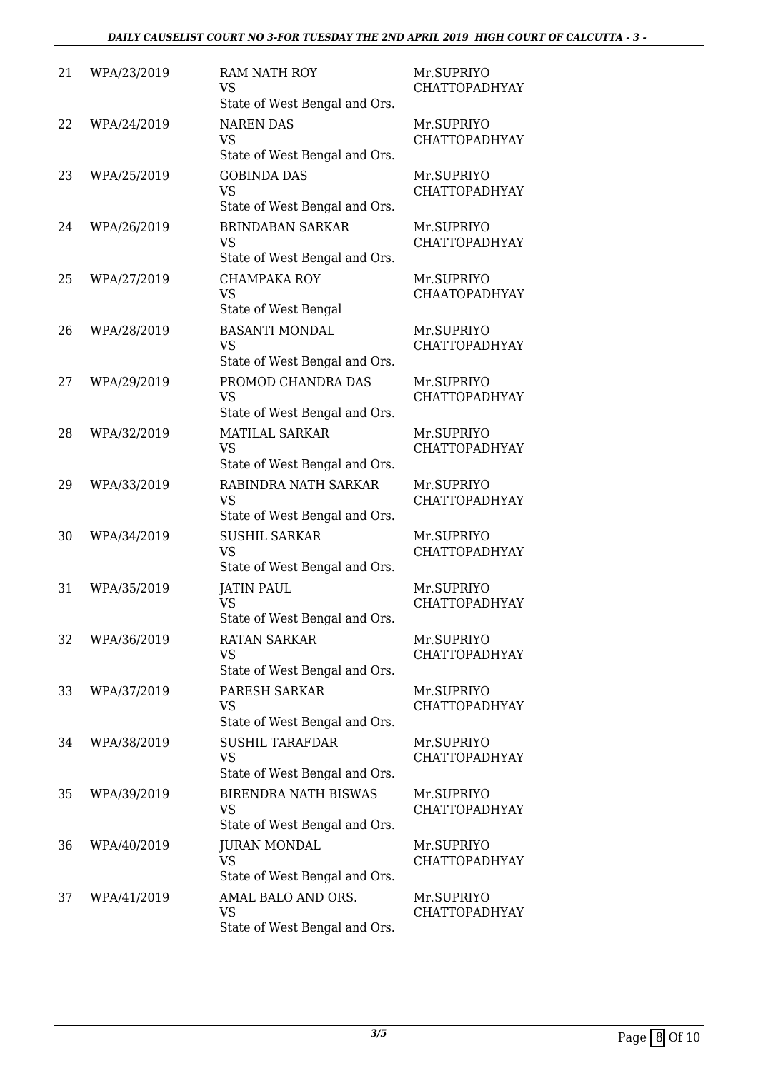| | | | |
|---|---|---|---|
| 21 | WPA/23/2019 | RAM NATH ROY<br>VS<br>State of West Bengal and Ors. | Mr.SUPRIYO CHATTOPADHYAY |
| 22 | WPA/24/2019 | NAREN DAS<br>VS<br>State of West Bengal and Ors. | Mr.SUPRIYO CHATTOPADHYAY |
| 23 | WPA/25/2019 | GOBINDA DAS<br>VS<br>State of West Bengal and Ors. | Mr.SUPRIYO CHATTOPADHYAY |
| 24 | WPA/26/2019 | BRINDABAN SARKAR<br>VS<br>State of West Bengal and Ors. | Mr.SUPRIYO CHATTOPADHYAY |
| 25 | WPA/27/2019 | CHAMPAKA ROY<br>VS<br>State of West Bengal | Mr.SUPRIYO CHAATOPADHYAY |
| 26 | WPA/28/2019 | BASANTI MONDAL<br>VS<br>State of West Bengal and Ors. | Mr.SUPRIYO CHATTOPADHYAY |
| 27 | WPA/29/2019 | PROMOD CHANDRA DAS<br>VS<br>State of West Bengal and Ors. | Mr.SUPRIYO CHATTOPADHYAY |
| 28 | WPA/32/2019 | MATILAL SARKAR<br>VS<br>State of West Bengal and Ors. | Mr.SUPRIYO CHATTOPADHYAY |
| 29 | WPA/33/2019 | RABINDRA NATH SARKAR<br>VS<br>State of West Bengal and Ors. | Mr.SUPRIYO CHATTOPADHYAY |
| 30 | WPA/34/2019 | SUSHIL SARKAR<br>VS<br>State of West Bengal and Ors. | Mr.SUPRIYO CHATTOPADHYAY |
| 31 | WPA/35/2019 | JATIN PAUL<br>VS<br>State of West Bengal and Ors. | Mr.SUPRIYO CHATTOPADHYAY |
| 32 | WPA/36/2019 | RATAN SARKAR<br>VS<br>State of West Bengal and Ors. | Mr.SUPRIYO CHATTOPADHYAY |
| 33 | WPA/37/2019 | PARESH SARKAR<br>VS<br>State of West Bengal and Ors. | Mr.SUPRIYO CHATTOPADHYAY |
| 34 | WPA/38/2019 | SUSHIL TARAFDAR<br>VS<br>State of West Bengal and Ors. | Mr.SUPRIYO CHATTOPADHYAY |
| 35 | WPA/39/2019 | BIRENDRA NATH BISWAS<br>VS<br>State of West Bengal and Ors. | Mr.SUPRIYO CHATTOPADHYAY |
| 36 | WPA/40/2019 | JURAN MONDAL<br>VS<br>State of West Bengal and Ors. | Mr.SUPRIYO CHATTOPADHYAY |
| 37 | WPA/41/2019 | AMAL BALO AND ORS.<br>VS<br>State of West Bengal and Ors. | Mr.SUPRIYO CHATTOPADHYAY |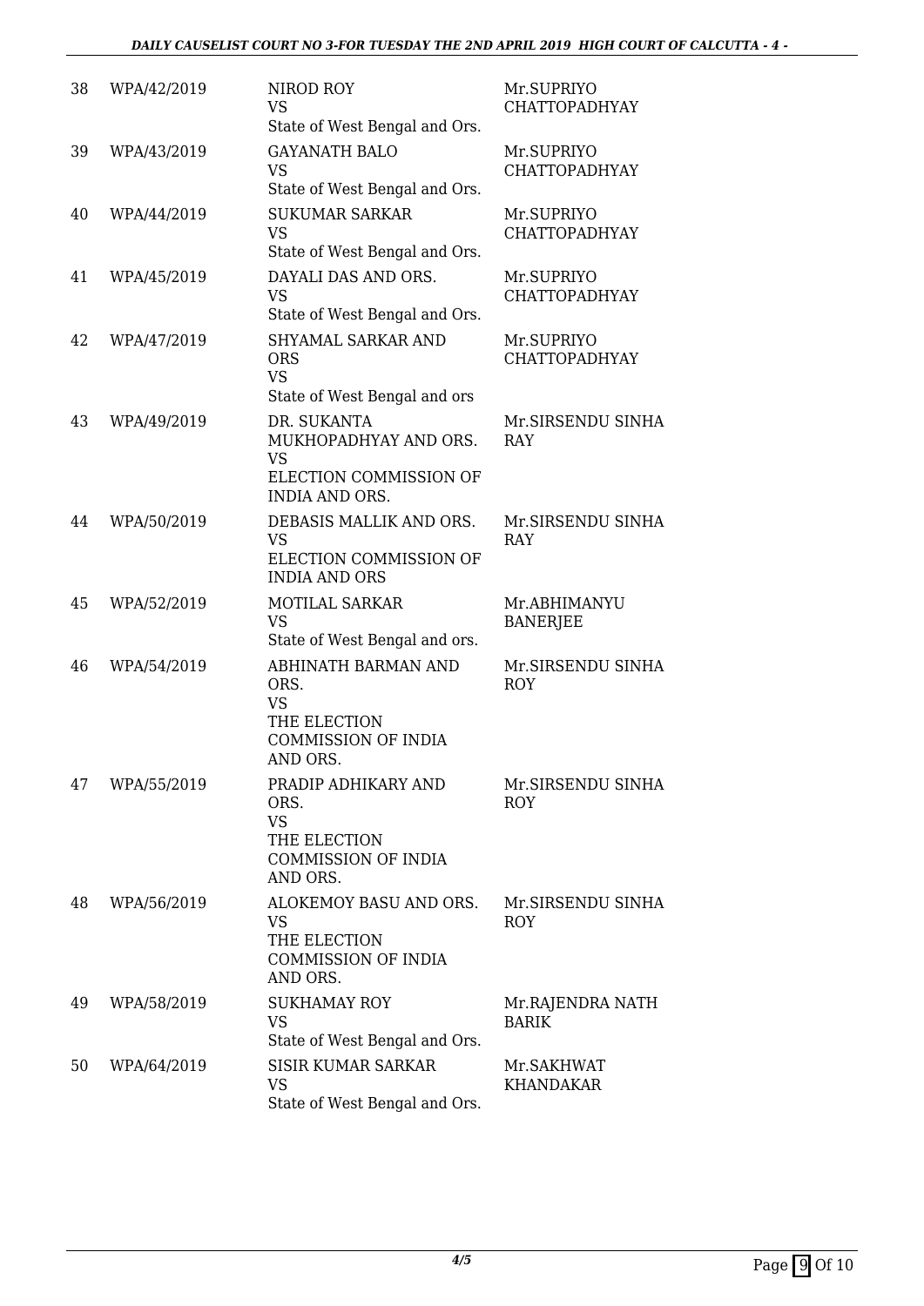| 38 | WPA/42/2019 | NIROD ROY<br>VS<br>State of West Bengal and Ors. | Mr.SUPRIYO CHATTOPADHYAY |
|---|---|---|---|
| 39 | WPA/43/2019 | GAYANATH BALO<br>VS<br>State of West Bengal and Ors. | Mr.SUPRIYO CHATTOPADHYAY |
| 40 | WPA/44/2019 | SUKUMAR SARKAR<br>VS<br>State of West Bengal and Ors. | Mr.SUPRIYO CHATTOPADHYAY |
| 41 | WPA/45/2019 | DAYALI DAS AND ORS.<br>VS<br>State of West Bengal and Ors. | Mr.SUPRIYO CHATTOPADHYAY |
| 42 | WPA/47/2019 | SHYAMAL SARKAR AND ORS<br>VS<br>State of West Bengal and ors | Mr.SUPRIYO CHATTOPADHYAY |
| 43 | WPA/49/2019 | DR. SUKANTA MUKHOPADHYAY AND ORS.<br>VS<br>ELECTION COMMISSION OF INDIA AND ORS. | Mr.SIRSENDU SINHA RAY |
| 44 | WPA/50/2019 | DEBASIS MALLIK AND ORS.<br>VS<br>ELECTION COMMISSION OF INDIA AND ORS | Mr.SIRSENDU SINHA RAY |
| 45 | WPA/52/2019 | MOTILAL SARKAR<br>VS<br>State of West Bengal and ors. | Mr.ABHIMANYU BANERJEE |
| 46 | WPA/54/2019 | ABHINATH BARMAN AND ORS.<br>VS<br>THE ELECTION COMMISSION OF INDIA AND ORS. | Mr.SIRSENDU SINHA ROY |
| 47 | WPA/55/2019 | PRADIP ADHIKARY AND ORS.<br>VS<br>THE ELECTION COMMISSION OF INDIA AND ORS. | Mr.SIRSENDU SINHA ROY |
| 48 | WPA/56/2019 | ALOKEMOY BASU AND ORS.<br>VS<br>THE ELECTION COMMISSION OF INDIA AND ORS. | Mr.SIRSENDU SINHA ROY |
| 49 | WPA/58/2019 | SUKHAMAY ROY<br>VS<br>State of West Bengal and Ors. | Mr.RAJENDRA NATH BARIK |
| 50 | WPA/64/2019 | SISIR KUMAR SARKAR<br>VS<br>State of West Bengal and Ors. | Mr.SAKHWAT KHANDAKAR |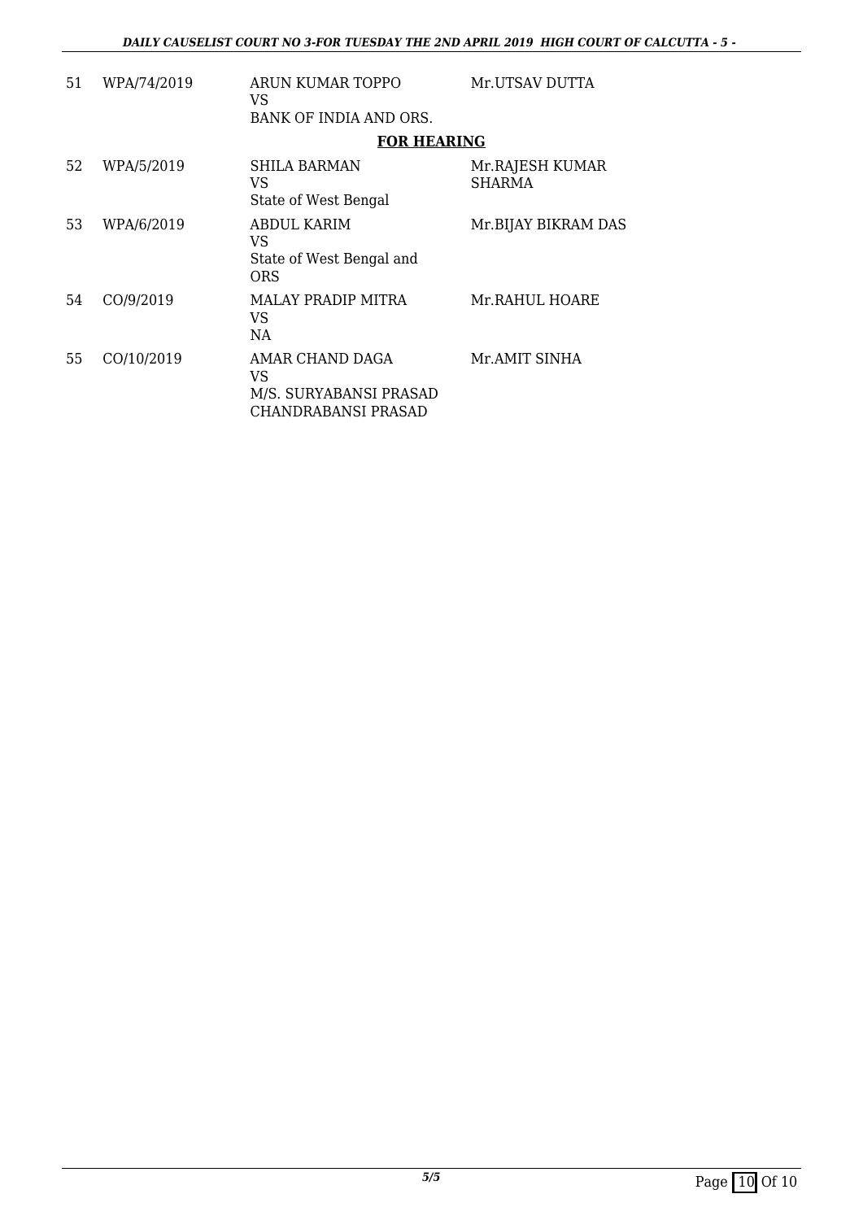| | | | |
|---|---|---|---|
| 51 | WPA/74/2019 | ARUN KUMAR TOPPO<br>VS<br>BANK OF INDIA AND ORS. | Mr.UTSAV DUTTA |

**FOR HEARING**

| | | | |
|---|---|---|---|
| 52 | WPA/5/2019 | SHILA BARMAN<br>VS<br>State of West Bengal | Mr.RAJESH KUMAR SHARMA |
| 53 | WPA/6/2019 | ABDUL KARIM<br>VS<br>State of West Bengal and ORS | Mr.BIJAY BIKRAM DAS |
| 54 | CO/9/2019 | MALAY PRADIP MITRA<br>VS<br>NA | Mr.RAHUL HOARE |
| 55 | CO/10/2019 | AMAR CHAND DAGA<br>VS<br>M/S. SURYABANSI PRASAD CHANDRABANSI PRASAD | Mr.AMIT SINHA |